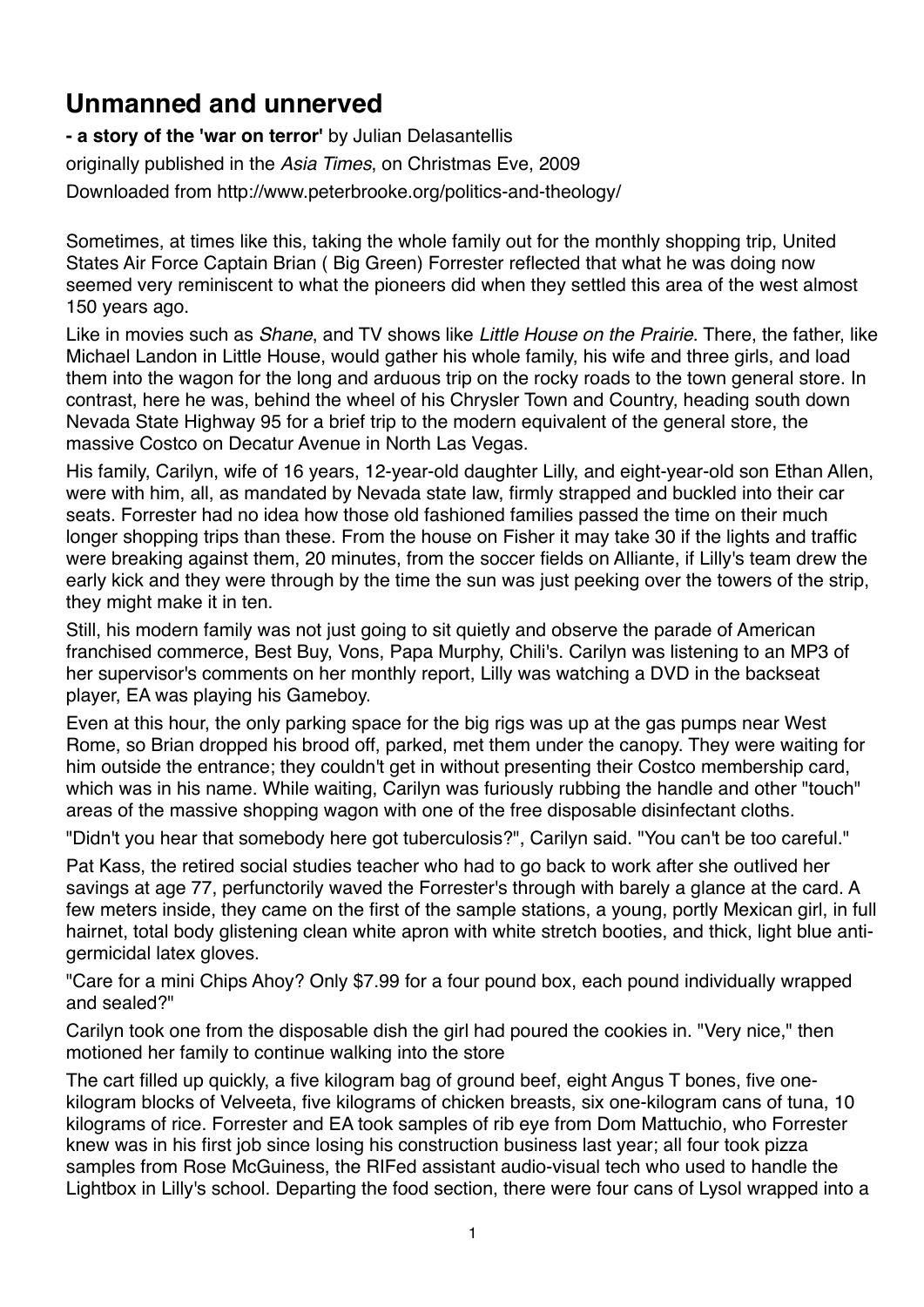# Unmanned and unnerved

**- a story of the 'war on terror'** by Julian Delasantellis

originally published in the *Asia Times*, on Christmas Eve, 2009

Downloaded from http://www.peterbrooke.org/politics-and-theology/

Sometimes, at times like this, taking the whole family out for the monthly shopping trip, United States Air Force Captain Brian ( Big Green) Forrester reflected that what he was doing now seemed very reminiscent to what the pioneers did when they settled this area of the west almost 150 years ago.

Like in movies such as *Shane*, and TV shows like *Little House on the Prairie*. There, the father, like Michael Landon in Little House, would gather his whole family, his wife and three girls, and load them into the wagon for the long and arduous trip on the rocky roads to the town general store. In contrast, here he was, behind the wheel of his Chrysler Town and Country, heading south down Nevada State Highway 95 for a brief trip to the modern equivalent of the general store, the massive Costco on Decatur Avenue in North Las Vegas.

His family, Carilyn, wife of 16 years, 12-year-old daughter Lilly, and eight-year-old son Ethan Allen, were with him, all, as mandated by Nevada state law, firmly strapped and buckled into their car seats. Forrester had no idea how those old fashioned families passed the time on their much longer shopping trips than these. From the house on Fisher it may take 30 if the lights and traffic were breaking against them, 20 minutes, from the soccer fields on Alliante, if Lilly's team drew the early kick and they were through by the time the sun was just peeking over the towers of the strip, they might make it in ten.

Still, his modern family was not just going to sit quietly and observe the parade of American franchised commerce, Best Buy, Vons, Papa Murphy, Chili's. Carilyn was listening to an MP3 of her supervisor's comments on her monthly report, Lilly was watching a DVD in the backseat player, EA was playing his Gameboy.

Even at this hour, the only parking space for the big rigs was up at the gas pumps near West Rome, so Brian dropped his brood off, parked, met them under the canopy. They were waiting for him outside the entrance; they couldn't get in without presenting their Costco membership card, which was in his name. While waiting, Carilyn was furiously rubbing the handle and other "touch" areas of the massive shopping wagon with one of the free disposable disinfectant cloths.

"Didn't you hear that somebody here got tuberculosis?", Carilyn said. "You can't be too careful."

Pat Kass, the retired social studies teacher who had to go back to work after she outlived her savings at age 77, perfunctorily waved the Forrester's through with barely a glance at the card. A few meters inside, they came on the first of the sample stations, a young, portly Mexican girl, in full hairnet, total body glistening clean white apron with white stretch booties, and thick, light blue anti-germicidal latex gloves.

"Care for a mini Chips Ahoy? Only $7.99 for a four pound box, each pound individually wrapped and sealed?"

Carilyn took one from the disposable dish the girl had poured the cookies in. "Very nice," then motioned her family to continue walking into the store

The cart filled up quickly, a five kilogram bag of ground beef, eight Angus T bones, five one-kilogram blocks of Velveeta, five kilograms of chicken breasts, six one-kilogram cans of tuna, 10 kilograms of rice. Forrester and EA took samples of rib eye from Dom Mattuchio, who Forrester knew was in his first job since losing his construction business last year; all four took pizza samples from Rose McGuiness, the RIFed assistant audio-visual tech who used to handle the Lightbox in Lilly's school. Departing the food section, there were four cans of Lysol wrapped into a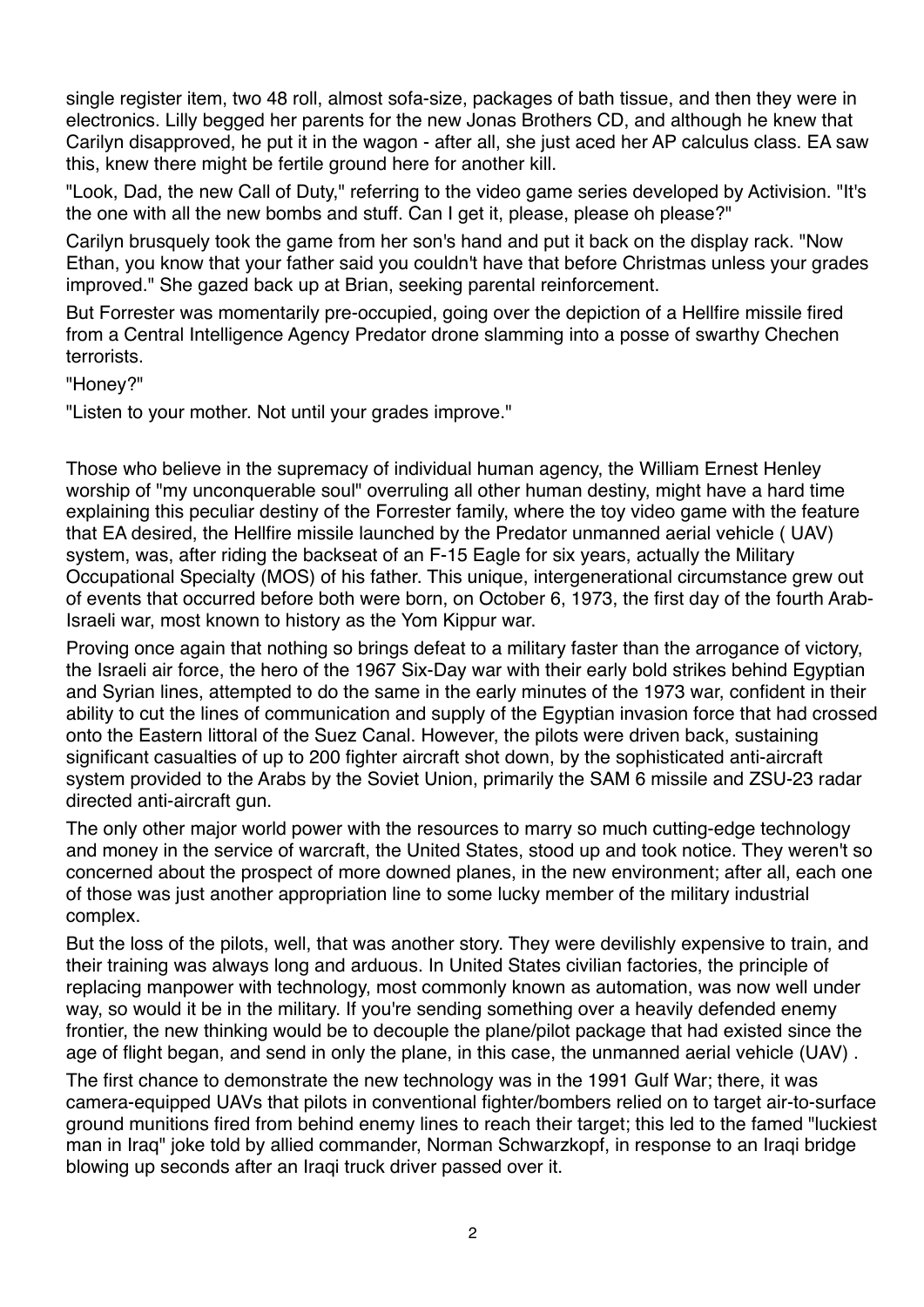single register item, two 48 roll, almost sofa-size, packages of bath tissue, and then they were in electronics. Lilly begged her parents for the new Jonas Brothers CD, and although he knew that Carilyn disapproved, he put it in the wagon - after all, she just aced her AP calculus class. EA saw this, knew there might be fertile ground here for another kill.

"Look, Dad, the new Call of Duty," referring to the video game series developed by Activision. "It's the one with all the new bombs and stuff. Can I get it, please, please oh please?"

Carilyn brusquely took the game from her son's hand and put it back on the display rack. "Now Ethan, you know that your father said you couldn't have that before Christmas unless your grades improved." She gazed back up at Brian, seeking parental reinforcement.

But Forrester was momentarily pre-occupied, going over the depiction of a Hellfire missile fired from a Central Intelligence Agency Predator drone slamming into a posse of swarthy Chechen terrorists.

"Honey?"

"Listen to your mother. Not until your grades improve."

Those who believe in the supremacy of individual human agency, the William Ernest Henley worship of "my unconquerable soul" overruling all other human destiny, might have a hard time explaining this peculiar destiny of the Forrester family, where the toy video game with the feature that EA desired, the Hellfire missile launched by the Predator unmanned aerial vehicle ( UAV) system, was, after riding the backseat of an F-15 Eagle for six years, actually the Military Occupational Specialty (MOS) of his father. This unique, intergenerational circumstance grew out of events that occurred before both were born, on October 6, 1973, the first day of the fourth Arab-Israeli war, most known to history as the Yom Kippur war.

Proving once again that nothing so brings defeat to a military faster than the arrogance of victory, the Israeli air force, the hero of the 1967 Six-Day war with their early bold strikes behind Egyptian and Syrian lines, attempted to do the same in the early minutes of the 1973 war, confident in their ability to cut the lines of communication and supply of the Egyptian invasion force that had crossed onto the Eastern littoral of the Suez Canal. However, the pilots were driven back, sustaining significant casualties of up to 200 fighter aircraft shot down, by the sophisticated anti-aircraft system provided to the Arabs by the Soviet Union, primarily the SAM 6 missile and ZSU-23 radar directed anti-aircraft gun.

The only other major world power with the resources to marry so much cutting-edge technology and money in the service of warcraft, the United States, stood up and took notice. They weren't so concerned about the prospect of more downed planes, in the new environment; after all, each one of those was just another appropriation line to some lucky member of the military industrial complex.

But the loss of the pilots, well, that was another story. They were devilishly expensive to train, and their training was always long and arduous. In United States civilian factories, the principle of replacing manpower with technology, most commonly known as automation, was now well under way, so would it be in the military. If you're sending something over a heavily defended enemy frontier, the new thinking would be to decouple the plane/pilot package that had existed since the age of flight began, and send in only the plane, in this case, the unmanned aerial vehicle (UAV) .

The first chance to demonstrate the new technology was in the 1991 Gulf War; there, it was camera-equipped UAVs that pilots in conventional fighter/bombers relied on to target air-to-surface ground munitions fired from behind enemy lines to reach their target; this led to the famed "luckiest man in Iraq" joke told by allied commander, Norman Schwarzkopf, in response to an Iraqi bridge blowing up seconds after an Iraqi truck driver passed over it.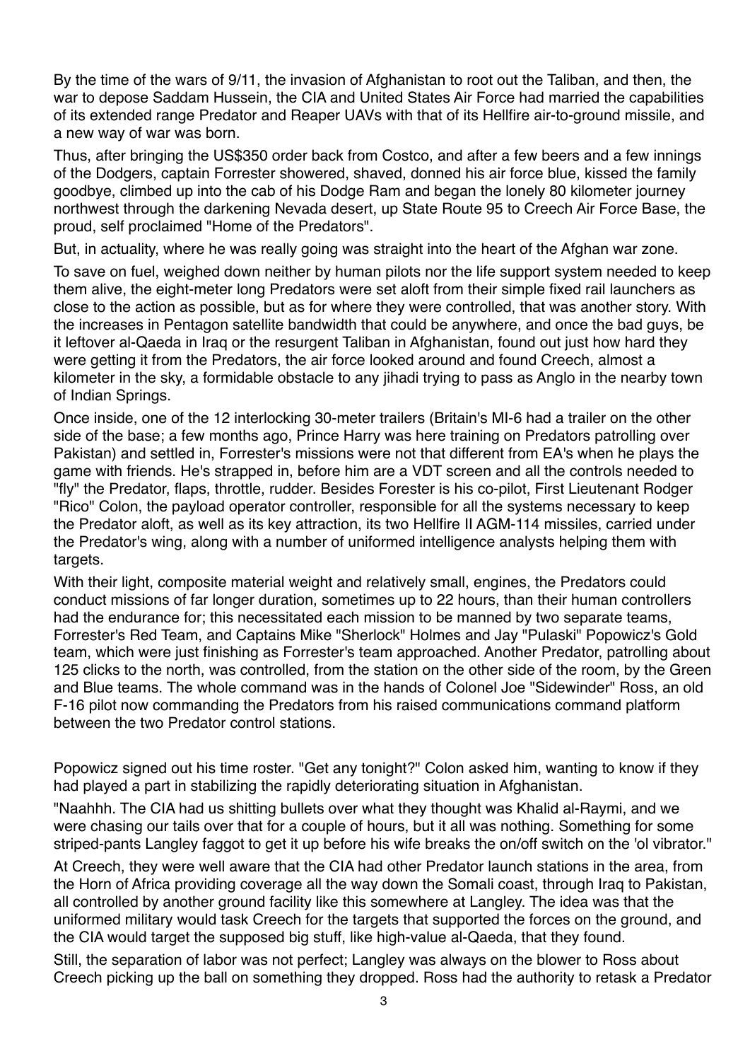By the time of the wars of 9/11, the invasion of Afghanistan to root out the Taliban, and then, the war to depose Saddam Hussein, the CIA and United States Air Force had married the capabilities of its extended range Predator and Reaper UAVs with that of its Hellfire air-to-ground missile, and a new way of war was born.

Thus, after bringing the US$350 order back from Costco, and after a few beers and a few innings of the Dodgers, captain Forrester showered, shaved, donned his air force blue, kissed the family goodbye, climbed up into the cab of his Dodge Ram and began the lonely 80 kilometer journey northwest through the darkening Nevada desert, up State Route 95 to Creech Air Force Base, the proud, self proclaimed "Home of the Predators".

But, in actuality, where he was really going was straight into the heart of the Afghan war zone.

To save on fuel, weighed down neither by human pilots nor the life support system needed to keep them alive, the eight-meter long Predators were set aloft from their simple fixed rail launchers as close to the action as possible, but as for where they were controlled, that was another story. With the increases in Pentagon satellite bandwidth that could be anywhere, and once the bad guys, be it leftover al-Qaeda in Iraq or the resurgent Taliban in Afghanistan, found out just how hard they were getting it from the Predators, the air force looked around and found Creech, almost a kilometer in the sky, a formidable obstacle to any jihadi trying to pass as Anglo in the nearby town of Indian Springs.

Once inside, one of the 12 interlocking 30-meter trailers (Britain's MI-6 had a trailer on the other side of the base; a few months ago, Prince Harry was here training on Predators patrolling over Pakistan) and settled in, Forrester's missions were not that different from EA's when he plays the game with friends. He's strapped in, before him are a VDT screen and all the controls needed to "fly" the Predator, flaps, throttle, rudder. Besides Forester is his co-pilot, First Lieutenant Rodger "Rico" Colon, the payload operator controller, responsible for all the systems necessary to keep the Predator aloft, as well as its key attraction, its two Hellfire II AGM-114 missiles, carried under the Predator's wing, along with a number of uniformed intelligence analysts helping them with targets.

With their light, composite material weight and relatively small, engines, the Predators could conduct missions of far longer duration, sometimes up to 22 hours, than their human controllers had the endurance for; this necessitated each mission to be manned by two separate teams, Forrester's Red Team, and Captains Mike "Sherlock" Holmes and Jay "Pulaski" Popowicz's Gold team, which were just finishing as Forrester's team approached. Another Predator, patrolling about 125 clicks to the north, was controlled, from the station on the other side of the room, by the Green and Blue teams. The whole command was in the hands of Colonel Joe "Sidewinder" Ross, an old F-16 pilot now commanding the Predators from his raised communications command platform between the two Predator control stations.

Popowicz signed out his time roster. "Get any tonight?" Colon asked him, wanting to know if they had played a part in stabilizing the rapidly deteriorating situation in Afghanistan.

"Naahhh. The CIA had us shitting bullets over what they thought was Khalid al-Raymi, and we were chasing our tails over that for a couple of hours, but it all was nothing. Something for some striped-pants Langley faggot to get it up before his wife breaks the on/off switch on the 'ol vibrator."

At Creech, they were well aware that the CIA had other Predator launch stations in the area, from the Horn of Africa providing coverage all the way down the Somali coast, through Iraq to Pakistan, all controlled by another ground facility like this somewhere at Langley. The idea was that the uniformed military would task Creech for the targets that supported the forces on the ground, and the CIA would target the supposed big stuff, like high-value al-Qaeda, that they found.

Still, the separation of labor was not perfect; Langley was always on the blower to Ross about Creech picking up the ball on something they dropped. Ross had the authority to retask a Predator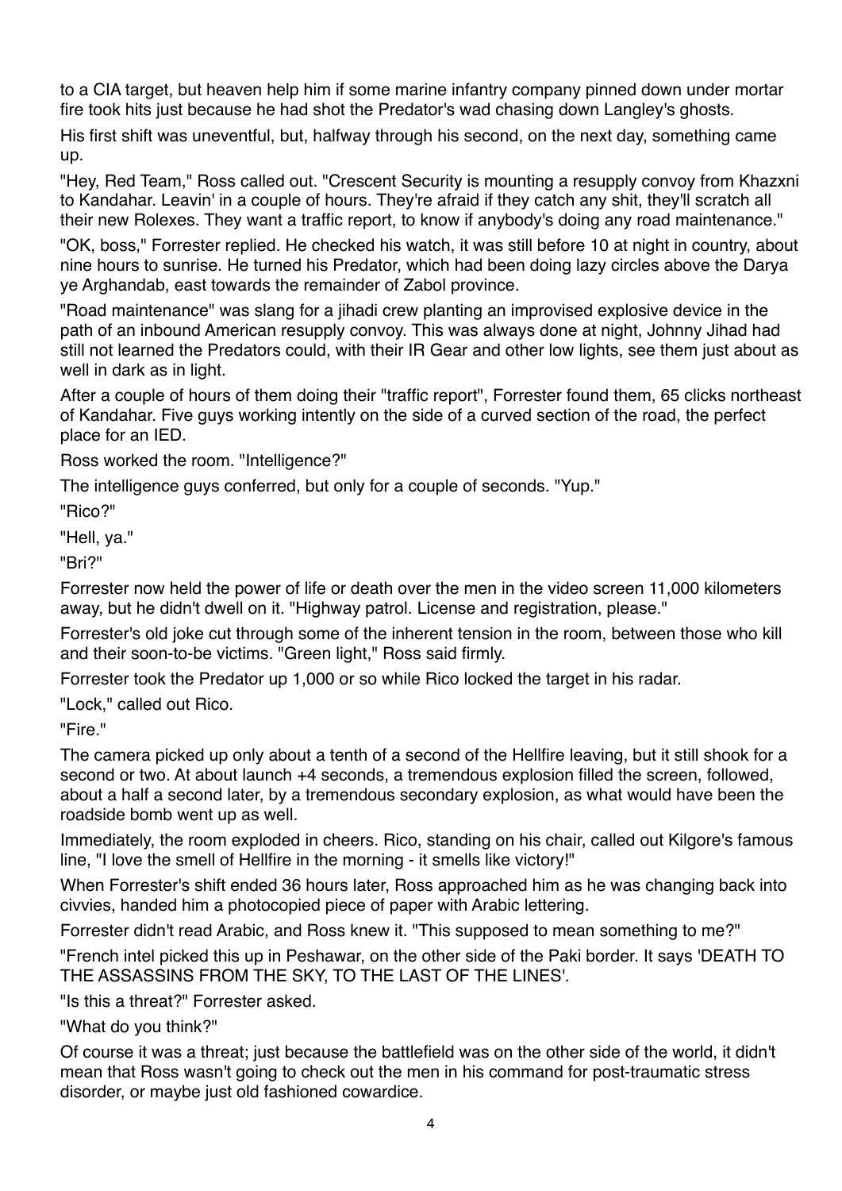to a CIA target, but heaven help him if some marine infantry company pinned down under mortar fire took hits just because he had shot the Predator's wad chasing down Langley's ghosts.

His first shift was uneventful, but, halfway through his second, on the next day, something came up.

"Hey, Red Team," Ross called out. "Crescent Security is mounting a resupply convoy from Khazxni to Kandahar. Leavin' in a couple of hours. They're afraid if they catch any shit, they'll scratch all their new Rolexes. They want a traffic report, to know if anybody's doing any road maintenance."

"OK, boss," Forrester replied. He checked his watch, it was still before 10 at night in country, about nine hours to sunrise. He turned his Predator, which had been doing lazy circles above the Darya ye Arghandab, east towards the remainder of Zabol province.

"Road maintenance" was slang for a jihadi crew planting an improvised explosive device in the path of an inbound American resupply convoy. This was always done at night, Johnny Jihad had still not learned the Predators could, with their IR Gear and other low lights, see them just about as well in dark as in light.

After a couple of hours of them doing their "traffic report", Forrester found them, 65 clicks northeast of Kandahar. Five guys working intently on the side of a curved section of the road, the perfect place for an IED.

Ross worked the room. "Intelligence?"

The intelligence guys conferred, but only for a couple of seconds. "Yup."

"Rico?"

"Hell, ya."

"Bri?"

Forrester now held the power of life or death over the men in the video screen 11,000 kilometers away, but he didn't dwell on it. "Highway patrol. License and registration, please."

Forrester's old joke cut through some of the inherent tension in the room, between those who kill and their soon-to-be victims. "Green light," Ross said firmly.

Forrester took the Predator up 1,000 or so while Rico locked the target in his radar.

"Lock," called out Rico.

"Fire."

The camera picked up only about a tenth of a second of the Hellfire leaving, but it still shook for a second or two. At about launch +4 seconds, a tremendous explosion filled the screen, followed, about a half a second later, by a tremendous secondary explosion, as what would have been the roadside bomb went up as well.

Immediately, the room exploded in cheers. Rico, standing on his chair, called out Kilgore's famous line, "I love the smell of Hellfire in the morning - it smells like victory!"

When Forrester's shift ended 36 hours later, Ross approached him as he was changing back into civvies, handed him a photocopied piece of paper with Arabic lettering.

Forrester didn't read Arabic, and Ross knew it. "This supposed to mean something to me?"

"French intel picked this up in Peshawar, on the other side of the Paki border. It says 'DEATH TO THE ASSASSINS FROM THE SKY, TO THE LAST OF THE LINES'.

"Is this a threat?" Forrester asked.

"What do you think?"

Of course it was a threat; just because the battlefield was on the other side of the world, it didn't mean that Ross wasn't going to check out the men in his command for post-traumatic stress disorder, or maybe just old fashioned cowardice.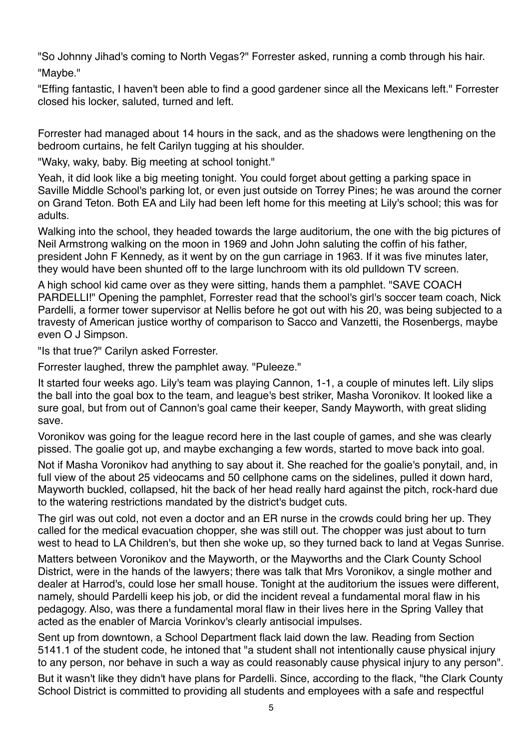"So Johnny Jihad's coming to North Vegas?" Forrester asked, running a comb through his hair.

"Maybe."

"Effing fantastic, I haven't been able to find a good gardener since all the Mexicans left." Forrester closed his locker, saluted, turned and left.

Forrester had managed about 14 hours in the sack, and as the shadows were lengthening on the bedroom curtains, he felt Carilyn tugging at his shoulder.

"Waky, waky, baby. Big meeting at school tonight."

Yeah, it did look like a big meeting tonight. You could forget about getting a parking space in Saville Middle School's parking lot, or even just outside on Torrey Pines; he was around the corner on Grand Teton. Both EA and Lily had been left home for this meeting at Lily's school; this was for adults.

Walking into the school, they headed towards the large auditorium, the one with the big pictures of Neil Armstrong walking on the moon in 1969 and John John saluting the coffin of his father, president John F Kennedy, as it went by on the gun carriage in 1963. If it was five minutes later, they would have been shunted off to the large lunchroom with its old pulldown TV screen.

A high school kid came over as they were sitting, hands them a pamphlet. "SAVE COACH PARDELLI!" Opening the pamphlet, Forrester read that the school's girl's soccer team coach, Nick Pardelli, a former tower supervisor at Nellis before he got out with his 20, was being subjected to a travesty of American justice worthy of comparison to Sacco and Vanzetti, the Rosenbergs, maybe even O J Simpson.

"Is that true?" Carilyn asked Forrester.

Forrester laughed, threw the pamphlet away. "Puleeze."

It started four weeks ago. Lily's team was playing Cannon, 1-1, a couple of minutes left. Lily slips the ball into the goal box to the team, and league's best striker, Masha Voronikov. It looked like a sure goal, but from out of Cannon's goal came their keeper, Sandy Mayworth, with great sliding save.

Voronikov was going for the league record here in the last couple of games, and she was clearly pissed. The goalie got up, and maybe exchanging a few words, started to move back into goal.

Not if Masha Voronikov had anything to say about it. She reached for the goalie's ponytail, and, in full view of the about 25 videocams and 50 cellphone cams on the sidelines, pulled it down hard, Mayworth buckled, collapsed, hit the back of her head really hard against the pitch, rock-hard due to the watering restrictions mandated by the district's budget cuts.

The girl was out cold, not even a doctor and an ER nurse in the crowds could bring her up. They called for the medical evacuation chopper, she was still out. The chopper was just about to turn west to head to LA Children's, but then she woke up, so they turned back to land at Vegas Sunrise.

Matters between Voronikov and the Mayworth, or the Mayworths and the Clark County School District, were in the hands of the lawyers; there was talk that Mrs Voronikov, a single mother and dealer at Harrod's, could lose her small house. Tonight at the auditorium the issues were different, namely, should Pardelli keep his job, or did the incident reveal a fundamental moral flaw in his pedagogy. Also, was there a fundamental moral flaw in their lives here in the Spring Valley that acted as the enabler of Marcia Vorinkov's clearly antisocial impulses.

Sent up from downtown, a School Department flack laid down the law. Reading from Section 5141.1 of the student code, he intoned that "a student shall not intentionally cause physical injury to any person, nor behave in such a way as could reasonably cause physical injury to any person".

But it wasn't like they didn't have plans for Pardelli. Since, according to the flack, "the Clark County School District is committed to providing all students and employees with a safe and respectful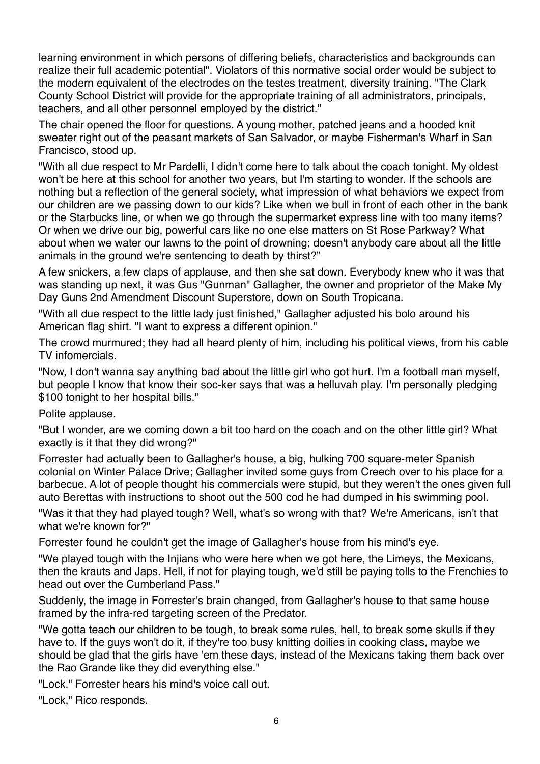learning environment in which persons of differing beliefs, characteristics and backgrounds can realize their full academic potential". Violators of this normative social order would be subject to the modern equivalent of the electrodes on the testes treatment, diversity training. "The Clark County School District will provide for the appropriate training of all administrators, principals, teachers, and all other personnel employed by the district."

The chair opened the floor for questions. A young mother, patched jeans and a hooded knit sweater right out of the peasant markets of San Salvador, or maybe Fisherman's Wharf in San Francisco, stood up.

"With all due respect to Mr Pardelli, I didn't come here to talk about the coach tonight. My oldest won't be here at this school for another two years, but I'm starting to wonder. If the schools are nothing but a reflection of the general society, what impression of what behaviors we expect from our children are we passing down to our kids? Like when we bull in front of each other in the bank or the Starbucks line, or when we go through the supermarket express line with too many items? Or when we drive our big, powerful cars like no one else matters on St Rose Parkway? What about when we water our lawns to the point of drowning; doesn't anybody care about all the little animals in the ground we're sentencing to death by thirst?"

A few snickers, a few claps of applause, and then she sat down. Everybody knew who it was that was standing up next, it was Gus "Gunman" Gallagher, the owner and proprietor of the Make My Day Guns 2nd Amendment Discount Superstore, down on South Tropicana.

"With all due respect to the little lady just finished," Gallagher adjusted his bolo around his American flag shirt. "I want to express a different opinion."

The crowd murmured; they had all heard plenty of him, including his political views, from his cable TV infomercials.

"Now, I don't wanna say anything bad about the little girl who got hurt. I'm a football man myself, but people I know that know their soc-ker says that was a helluvah play. I'm personally pledging $100 tonight to her hospital bills."

Polite applause.

"But I wonder, are we coming down a bit too hard on the coach and on the other little girl? What exactly is it that they did wrong?"

Forrester had actually been to Gallagher's house, a big, hulking 700 square-meter Spanish colonial on Winter Palace Drive; Gallagher invited some guys from Creech over to his place for a barbecue. A lot of people thought his commercials were stupid, but they weren't the ones given full auto Berettas with instructions to shoot out the 500 cod he had dumped in his swimming pool.

"Was it that they had played tough? Well, what's so wrong with that? We're Americans, isn't that what we're known for?"

Forrester found he couldn't get the image of Gallagher's house from his mind's eye.

"We played tough with the Injians who were here when we got here, the Limeys, the Mexicans, then the krauts and Japs. Hell, if not for playing tough, we'd still be paying tolls to the Frenchies to head out over the Cumberland Pass."

Suddenly, the image in Forrester's brain changed, from Gallagher's house to that same house framed by the infra-red targeting screen of the Predator.

"We gotta teach our children to be tough, to break some rules, hell, to break some skulls if they have to. If the guys won't do it, if they're too busy knitting doilies in cooking class, maybe we should be glad that the girls have 'em these days, instead of the Mexicans taking them back over the Rao Grande like they did everything else."

"Lock." Forrester hears his mind's voice call out.

"Lock," Rico responds.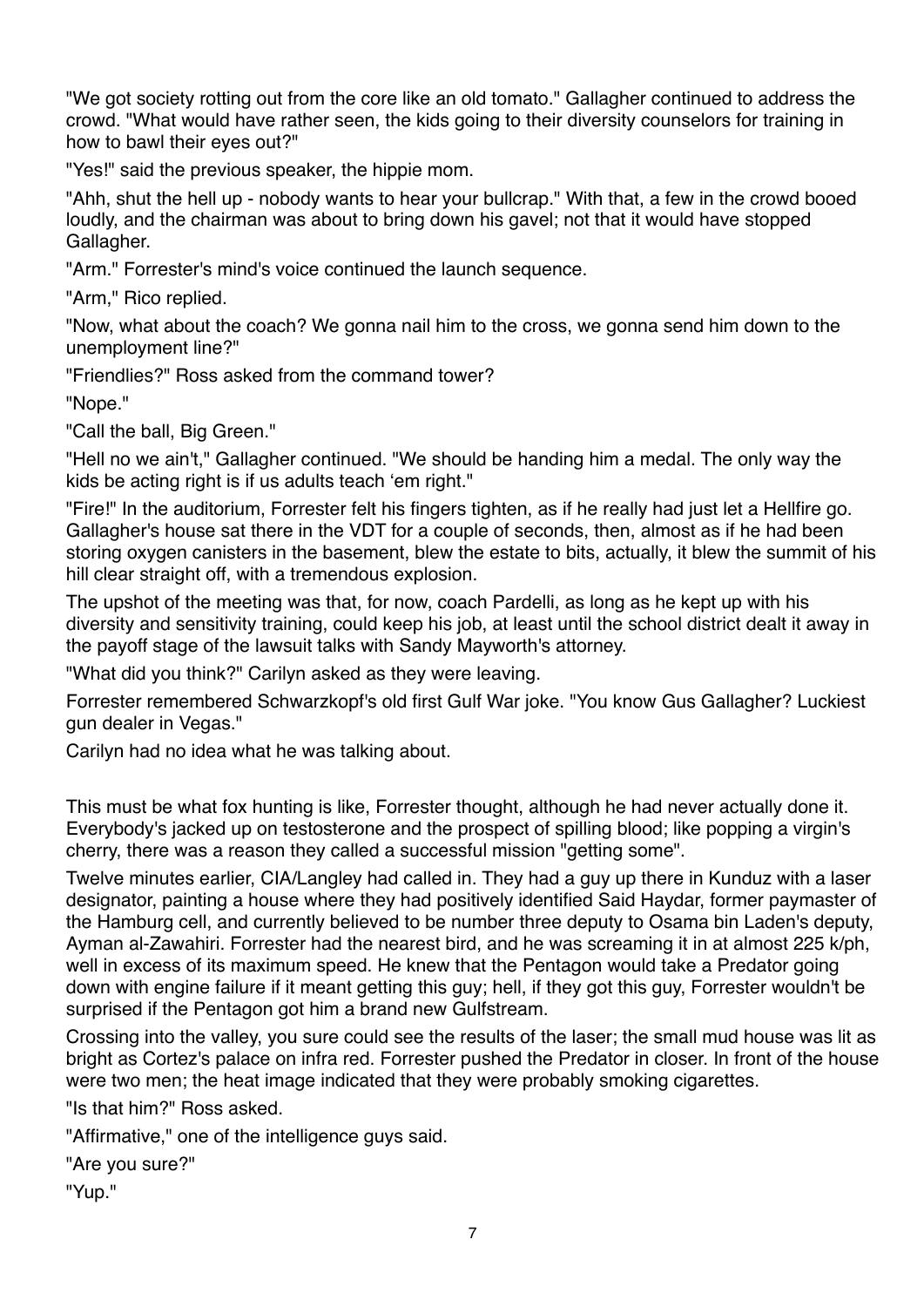"We got society rotting out from the core like an old tomato." Gallagher continued to address the crowd. "What would have rather seen, the kids going to their diversity counselors for training in how to bawl their eyes out?"

"Yes!" said the previous speaker, the hippie mom.

"Ahh, shut the hell up - nobody wants to hear your bullcrap." With that, a few in the crowd booed loudly, and the chairman was about to bring down his gavel; not that it would have stopped Gallagher.

"Arm." Forrester's mind's voice continued the launch sequence.

"Arm," Rico replied.

"Now, what about the coach? We gonna nail him to the cross, we gonna send him down to the unemployment line?"

"Friendlies?" Ross asked from the command tower?

"Nope."

"Call the ball, Big Green."

"Hell no we ain't," Gallagher continued. "We should be handing him a medal. The only way the kids be acting right is if us adults teach 'em right."

"Fire!" In the auditorium, Forrester felt his fingers tighten, as if he really had just let a Hellfire go. Gallagher's house sat there in the VDT for a couple of seconds, then, almost as if he had been storing oxygen canisters in the basement, blew the estate to bits, actually, it blew the summit of his hill clear straight off, with a tremendous explosion.

The upshot of the meeting was that, for now, coach Pardelli, as long as he kept up with his diversity and sensitivity training, could keep his job, at least until the school district dealt it away in the payoff stage of the lawsuit talks with Sandy Mayworth's attorney.

"What did you think?" Carilyn asked as they were leaving.

Forrester remembered Schwarzkopf's old first Gulf War joke. "You know Gus Gallagher? Luckiest gun dealer in Vegas."

Carilyn had no idea what he was talking about.

This must be what fox hunting is like, Forrester thought, although he had never actually done it. Everybody's jacked up on testosterone and the prospect of spilling blood; like popping a virgin's cherry, there was a reason they called a successful mission "getting some".

Twelve minutes earlier, CIA/Langley had called in. They had a guy up there in Kunduz with a laser designator, painting a house where they had positively identified Said Haydar, former paymaster of the Hamburg cell, and currently believed to be number three deputy to Osama bin Laden's deputy, Ayman al-Zawahiri. Forrester had the nearest bird, and he was screaming it in at almost 225 k/ph, well in excess of its maximum speed. He knew that the Pentagon would take a Predator going down with engine failure if it meant getting this guy; hell, if they got this guy, Forrester wouldn't be surprised if the Pentagon got him a brand new Gulfstream.

Crossing into the valley, you sure could see the results of the laser; the small mud house was lit as bright as Cortez's palace on infra red. Forrester pushed the Predator in closer. In front of the house were two men; the heat image indicated that they were probably smoking cigarettes.

"Is that him?" Ross asked.

"Affirmative," one of the intelligence guys said.

"Are you sure?"

"Yup."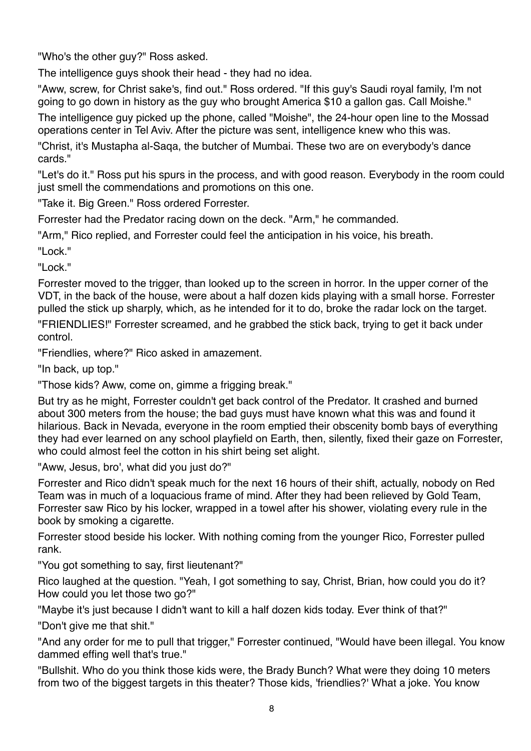"Who's the other guy?" Ross asked.

The intelligence guys shook their head - they had no idea.

"Aww, screw, for Christ sake's, find out." Ross ordered. "If this guy's Saudi royal family, I'm not going to go down in history as the guy who brought America $10 a gallon gas. Call Moishe."

The intelligence guy picked up the phone, called "Moishe", the 24-hour open line to the Mossad operations center in Tel Aviv. After the picture was sent, intelligence knew who this was.

"Christ, it's Mustapha al-Saqa, the butcher of Mumbai. These two are on everybody's dance cards."

"Let's do it." Ross put his spurs in the process, and with good reason. Everybody in the room could just smell the commendations and promotions on this one.

"Take it. Big Green." Ross ordered Forrester.

Forrester had the Predator racing down on the deck. "Arm," he commanded.

"Arm," Rico replied, and Forrester could feel the anticipation in his voice, his breath.

"Lock."

"Lock."

Forrester moved to the trigger, than looked up to the screen in horror. In the upper corner of the VDT, in the back of the house, were about a half dozen kids playing with a small horse. Forrester pulled the stick up sharply, which, as he intended for it to do, broke the radar lock on the target.

"FRIENDLIES!" Forrester screamed, and he grabbed the stick back, trying to get it back under control.

"Friendlies, where?" Rico asked in amazement.

"In back, up top."

"Those kids? Aww, come on, gimme a frigging break."

But try as he might, Forrester couldn't get back control of the Predator. It crashed and burned about 300 meters from the house; the bad guys must have known what this was and found it hilarious. Back in Nevada, everyone in the room emptied their obscenity bomb bays of everything they had ever learned on any school playfield on Earth, then, silently, fixed their gaze on Forrester, who could almost feel the cotton in his shirt being set alight.

"Aww, Jesus, bro', what did you just do?"

Forrester and Rico didn't speak much for the next 16 hours of their shift, actually, nobody on Red Team was in much of a loquacious frame of mind. After they had been relieved by Gold Team, Forrester saw Rico by his locker, wrapped in a towel after his shower, violating every rule in the book by smoking a cigarette.

Forrester stood beside his locker. With nothing coming from the younger Rico, Forrester pulled rank.

"You got something to say, first lieutenant?"

Rico laughed at the question. "Yeah, I got something to say, Christ, Brian, how could you do it? How could you let those two go?"

"Maybe it's just because I didn't want to kill a half dozen kids today. Ever think of that?"

"Don't give me that shit."

"And any order for me to pull that trigger," Forrester continued, "Would have been illegal. You know dammed effing well that's true."

"Bullshit. Who do you think those kids were, the Brady Bunch? What were they doing 10 meters from two of the biggest targets in this theater? Those kids, 'friendlies?' What a joke. You know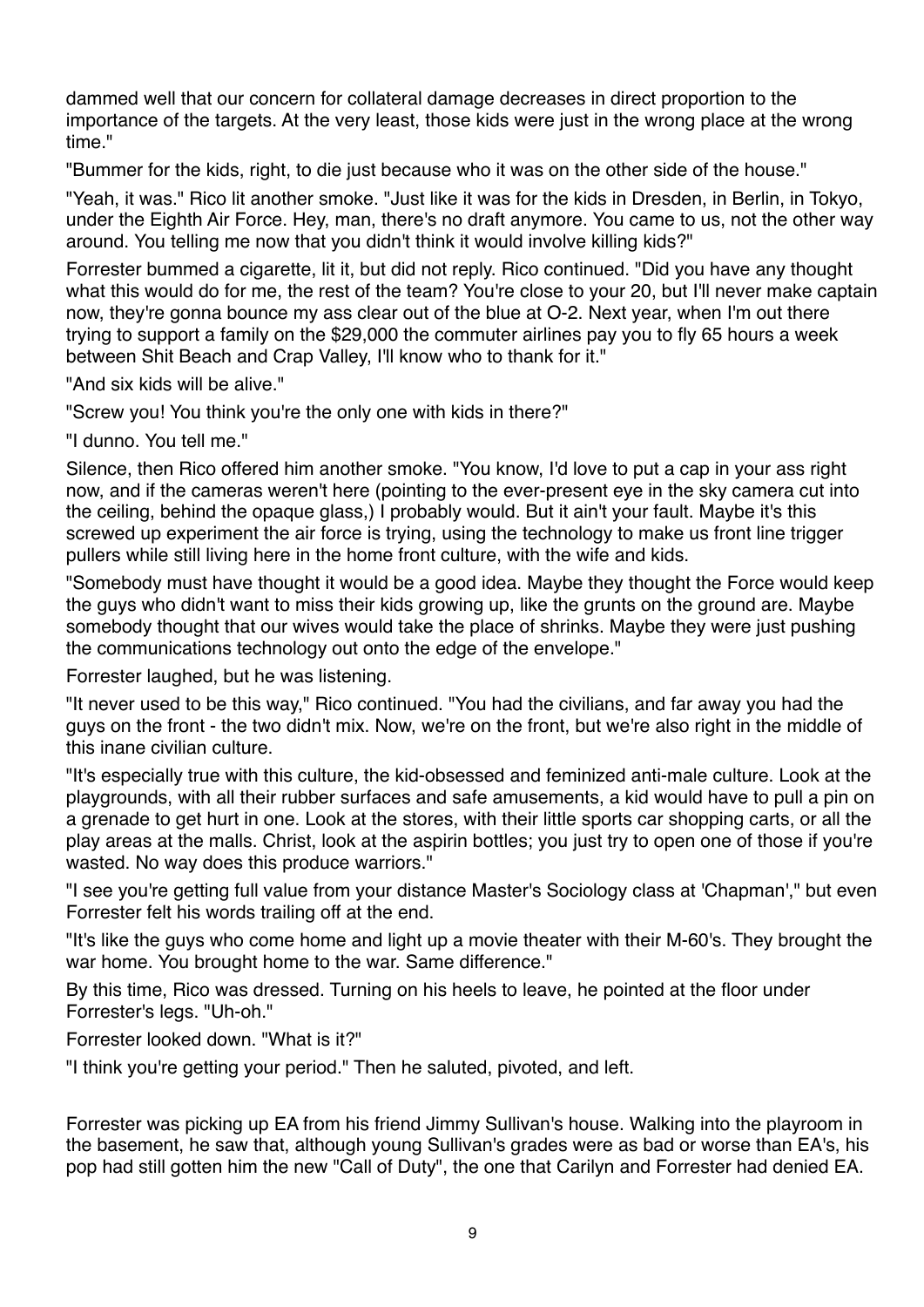dammed well that our concern for collateral damage decreases in direct proportion to the importance of the targets. At the very least, those kids were just in the wrong place at the wrong time."

"Bummer for the kids, right, to die just because who it was on the other side of the house."

"Yeah, it was." Rico lit another smoke. "Just like it was for the kids in Dresden, in Berlin, in Tokyo, under the Eighth Air Force. Hey, man, there's no draft anymore. You came to us, not the other way around. You telling me now that you didn't think it would involve killing kids?"

Forrester bummed a cigarette, lit it, but did not reply. Rico continued. "Did you have any thought what this would do for me, the rest of the team? You're close to your 20, but I'll never make captain now, they're gonna bounce my ass clear out of the blue at O-2. Next year, when I'm out there trying to support a family on the $29,000 the commuter airlines pay you to fly 65 hours a week between Shit Beach and Crap Valley, I'll know who to thank for it."

"And six kids will be alive."

"Screw you! You think you're the only one with kids in there?"

"I dunno. You tell me."

Silence, then Rico offered him another smoke. "You know, I'd love to put a cap in your ass right now, and if the cameras weren't here (pointing to the ever-present eye in the sky camera cut into the ceiling, behind the opaque glass,) I probably would. But it ain't your fault. Maybe it's this screwed up experiment the air force is trying, using the technology to make us front line trigger pullers while still living here in the home front culture, with the wife and kids.

"Somebody must have thought it would be a good idea. Maybe they thought the Force would keep the guys who didn't want to miss their kids growing up, like the grunts on the ground are. Maybe somebody thought that our wives would take the place of shrinks. Maybe they were just pushing the communications technology out onto the edge of the envelope."

Forrester laughed, but he was listening.

"It never used to be this way," Rico continued. "You had the civilians, and far away you had the guys on the front - the two didn't mix. Now, we're on the front, but we're also right in the middle of this inane civilian culture.

"It's especially true with this culture, the kid-obsessed and feminized anti-male culture. Look at the playgrounds, with all their rubber surfaces and safe amusements, a kid would have to pull a pin on a grenade to get hurt in one. Look at the stores, with their little sports car shopping carts, or all the play areas at the malls. Christ, look at the aspirin bottles; you just try to open one of those if you're wasted. No way does this produce warriors."

"I see you're getting full value from your distance Master's Sociology class at 'Chapman'," but even Forrester felt his words trailing off at the end.

"It's like the guys who come home and light up a movie theater with their M-60's. They brought the war home. You brought home to the war. Same difference."

By this time, Rico was dressed. Turning on his heels to leave, he pointed at the floor under Forrester's legs. "Uh-oh."

Forrester looked down. "What is it?"

"I think you're getting your period." Then he saluted, pivoted, and left.

Forrester was picking up EA from his friend Jimmy Sullivan's house. Walking into the playroom in the basement, he saw that, although young Sullivan's grades were as bad or worse than EA's, his pop had still gotten him the new "Call of Duty", the one that Carilyn and Forrester had denied EA.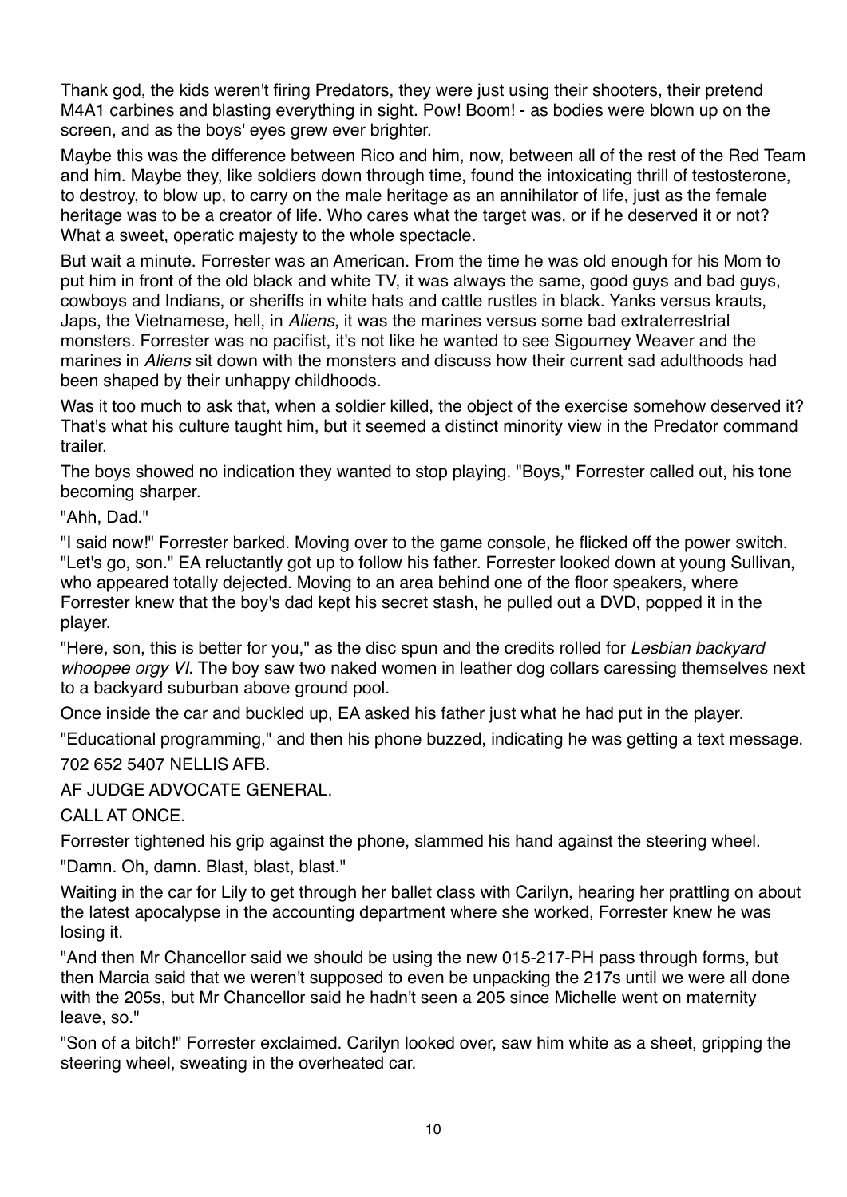Thank god, the kids weren't firing Predators, they were just using their shooters, their pretend M4A1 carbines and blasting everything in sight. Pow! Boom! - as bodies were blown up on the screen, and as the boys' eyes grew ever brighter.

Maybe this was the difference between Rico and him, now, between all of the rest of the Red Team and him. Maybe they, like soldiers down through time, found the intoxicating thrill of testosterone, to destroy, to blow up, to carry on the male heritage as an annihilator of life, just as the female heritage was to be a creator of life. Who cares what the target was, or if he deserved it or not? What a sweet, operatic majesty to the whole spectacle.

But wait a minute. Forrester was an American. From the time he was old enough for his Mom to put him in front of the old black and white TV, it was always the same, good guys and bad guys, cowboys and Indians, or sheriffs in white hats and cattle rustles in black. Yanks versus krauts, Japs, the Vietnamese, hell, in *Aliens*, it was the marines versus some bad extraterrestrial monsters. Forrester was no pacifist, it's not like he wanted to see Sigourney Weaver and the marines in *Aliens* sit down with the monsters and discuss how their current sad adulthoods had been shaped by their unhappy childhoods.

Was it too much to ask that, when a soldier killed, the object of the exercise somehow deserved it? That's what his culture taught him, but it seemed a distinct minority view in the Predator command trailer.

The boys showed no indication they wanted to stop playing. "Boys," Forrester called out, his tone becoming sharper.

"Ahh, Dad."

"I said now!" Forrester barked. Moving over to the game console, he flicked off the power switch. "Let's go, son." EA reluctantly got up to follow his father. Forrester looked down at young Sullivan, who appeared totally dejected. Moving to an area behind one of the floor speakers, where Forrester knew that the boy's dad kept his secret stash, he pulled out a DVD, popped it in the player.

"Here, son, this is better for you," as the disc spun and the credits rolled for *Lesbian backyard whoopee orgy VI*. The boy saw two naked women in leather dog collars caressing themselves next to a backyard suburban above ground pool.

Once inside the car and buckled up, EA asked his father just what he had put in the player.

"Educational programming," and then his phone buzzed, indicating he was getting a text message.

702 652 5407 NELLIS AFB.

AF JUDGE ADVOCATE GENERAL.

CALL AT ONCE.

Forrester tightened his grip against the phone, slammed his hand against the steering wheel.

"Damn. Oh, damn. Blast, blast, blast."

Waiting in the car for Lily to get through her ballet class with Carilyn, hearing her prattling on about the latest apocalypse in the accounting department where she worked, Forrester knew he was losing it.

"And then Mr Chancellor said we should be using the new 015-217-PH pass through forms, but then Marcia said that we weren't supposed to even be unpacking the 217s until we were all done with the 205s, but Mr Chancellor said he hadn't seen a 205 since Michelle went on maternity leave, so."

"Son of a bitch!" Forrester exclaimed. Carilyn looked over, saw him white as a sheet, gripping the steering wheel, sweating in the overheated car.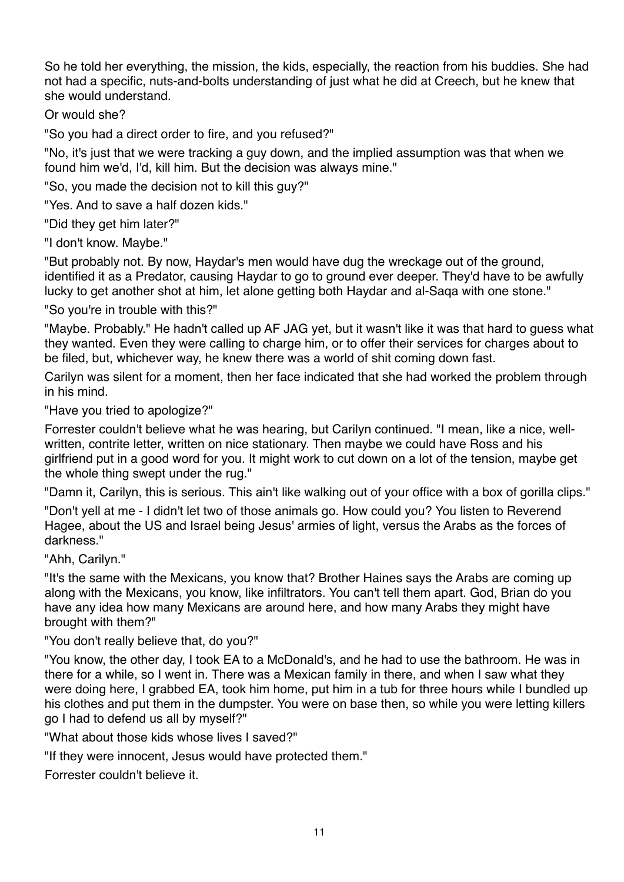So he told her everything, the mission, the kids, especially, the reaction from his buddies. She had not had a specific, nuts-and-bolts understanding of just what he did at Creech, but he knew that she would understand.

Or would she?

"So you had a direct order to fire, and you refused?"

"No, it's just that we were tracking a guy down, and the implied assumption was that when we found him we'd, I'd, kill him. But the decision was always mine."

"So, you made the decision not to kill this guy?"

"Yes. And to save a half dozen kids."

"Did they get him later?"

"I don't know. Maybe."

"But probably not. By now, Haydar's men would have dug the wreckage out of the ground, identified it as a Predator, causing Haydar to go to ground ever deeper. They'd have to be awfully lucky to get another shot at him, let alone getting both Haydar and al-Saqa with one stone."

"So you're in trouble with this?"

"Maybe. Probably." He hadn't called up AF JAG yet, but it wasn't like it was that hard to guess what they wanted. Even they were calling to charge him, or to offer their services for charges about to be filed, but, whichever way, he knew there was a world of shit coming down fast.

Carilyn was silent for a moment, then her face indicated that she had worked the problem through in his mind.

"Have you tried to apologize?"

Forrester couldn't believe what he was hearing, but Carilyn continued. "I mean, like a nice, well-written, contrite letter, written on nice stationary. Then maybe we could have Ross and his girlfriend put in a good word for you. It might work to cut down on a lot of the tension, maybe get the whole thing swept under the rug."

"Damn it, Carilyn, this is serious. This ain't like walking out of your office with a box of gorilla clips."

"Don't yell at me - I didn't let two of those animals go. How could you? You listen to Reverend Hagee, about the US and Israel being Jesus' armies of light, versus the Arabs as the forces of darkness."

"Ahh, Carilyn."

"It's the same with the Mexicans, you know that? Brother Haines says the Arabs are coming up along with the Mexicans, you know, like infiltrators. You can't tell them apart. God, Brian do you have any idea how many Mexicans are around here, and how many Arabs they might have brought with them?"

"You don't really believe that, do you?"

"You know, the other day, I took EA to a McDonald's, and he had to use the bathroom. He was in there for a while, so I went in. There was a Mexican family in there, and when I saw what they were doing here, I grabbed EA, took him home, put him in a tub for three hours while I bundled up his clothes and put them in the dumpster. You were on base then, so while you were letting killers go I had to defend us all by myself?"

"What about those kids whose lives I saved?"

"If they were innocent, Jesus would have protected them."

Forrester couldn't believe it.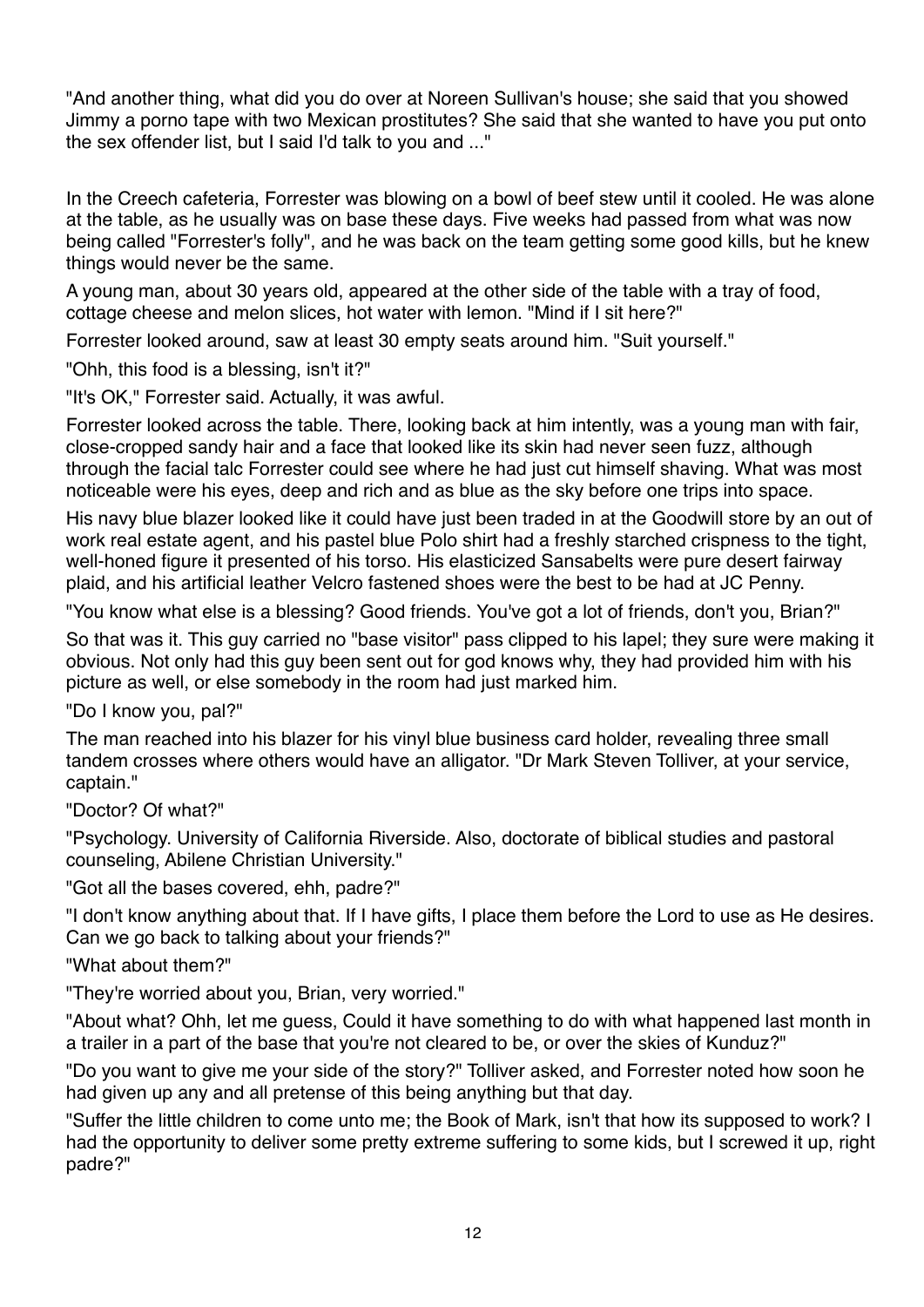"And another thing, what did you do over at Noreen Sullivan's house; she said that you showed Jimmy a porno tape with two Mexican prostitutes? She said that she wanted to have you put onto the sex offender list, but I said I'd talk to you and ..."

In the Creech cafeteria, Forrester was blowing on a bowl of beef stew until it cooled. He was alone at the table, as he usually was on base these days. Five weeks had passed from what was now being called "Forrester's folly", and he was back on the team getting some good kills, but he knew things would never be the same.

A young man, about 30 years old, appeared at the other side of the table with a tray of food, cottage cheese and melon slices, hot water with lemon. "Mind if I sit here?"

Forrester looked around, saw at least 30 empty seats around him. "Suit yourself."

"Ohh, this food is a blessing, isn't it?"

"It's OK," Forrester said. Actually, it was awful.

Forrester looked across the table. There, looking back at him intently, was a young man with fair, close-cropped sandy hair and a face that looked like its skin had never seen fuzz, although through the facial talc Forrester could see where he had just cut himself shaving. What was most noticeable were his eyes, deep and rich and as blue as the sky before one trips into space.

His navy blue blazer looked like it could have just been traded in at the Goodwill store by an out of work real estate agent, and his pastel blue Polo shirt had a freshly starched crispness to the tight, well-honed figure it presented of his torso. His elasticized Sansabelts were pure desert fairway plaid, and his artificial leather Velcro fastened shoes were the best to be had at JC Penny.

"You know what else is a blessing? Good friends. You've got a lot of friends, don't you, Brian?"

So that was it. This guy carried no "base visitor" pass clipped to his lapel; they sure were making it obvious. Not only had this guy been sent out for god knows why, they had provided him with his picture as well, or else somebody in the room had just marked him.

"Do I know you, pal?"

The man reached into his blazer for his vinyl blue business card holder, revealing three small tandem crosses where others would have an alligator. "Dr Mark Steven Tolliver, at your service, captain."

"Doctor? Of what?"

"Psychology. University of California Riverside. Also, doctorate of biblical studies and pastoral counseling, Abilene Christian University."

"Got all the bases covered, ehh, padre?"

"I don't know anything about that. If I have gifts, I place them before the Lord to use as He desires. Can we go back to talking about your friends?"

"What about them?"

"They're worried about you, Brian, very worried."

"About what? Ohh, let me guess, Could it have something to do with what happened last month in a trailer in a part of the base that you're not cleared to be, or over the skies of Kunduz?"

"Do you want to give me your side of the story?" Tolliver asked, and Forrester noted how soon he had given up any and all pretense of this being anything but that day.

"Suffer the little children to come unto me; the Book of Mark, isn't that how its supposed to work? I had the opportunity to deliver some pretty extreme suffering to some kids, but I screwed it up, right padre?"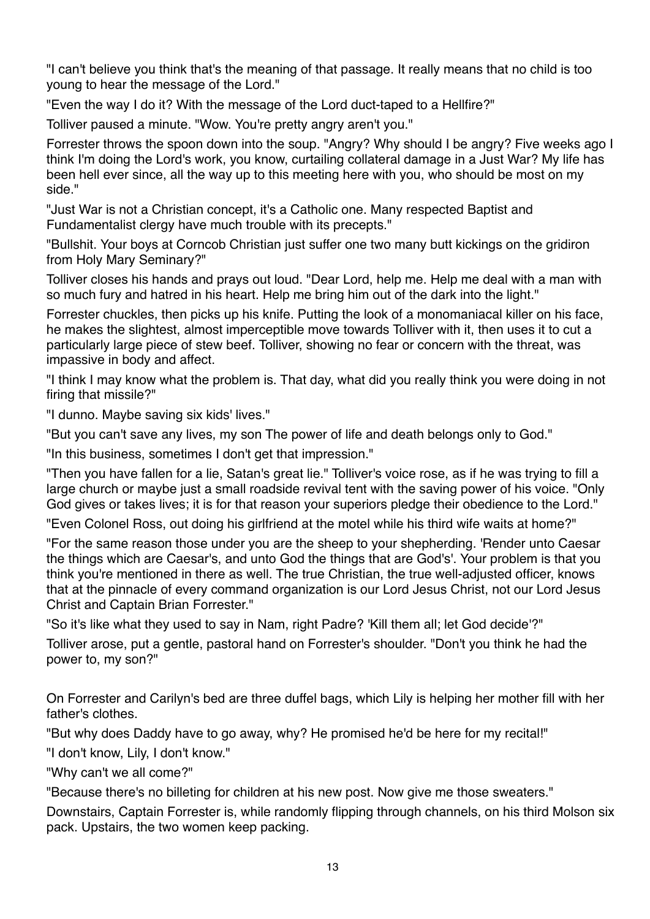"I can't believe you think that's the meaning of that passage. It really means that no child is too young to hear the message of the Lord."

"Even the way I do it? With the message of the Lord duct-taped to a Hellfire?"

Tolliver paused a minute. "Wow. You're pretty angry aren't you."

Forrester throws the spoon down into the soup. "Angry? Why should I be angry? Five weeks ago I think I'm doing the Lord's work, you know, curtailing collateral damage in a Just War? My life has been hell ever since, all the way up to this meeting here with you, who should be most on my side."

"Just War is not a Christian concept, it's a Catholic one. Many respected Baptist and Fundamentalist clergy have much trouble with its precepts."

"Bullshit. Your boys at Corncob Christian just suffer one two many butt kickings on the gridiron from Holy Mary Seminary?"

Tolliver closes his hands and prays out loud. "Dear Lord, help me. Help me deal with a man with so much fury and hatred in his heart. Help me bring him out of the dark into the light."

Forrester chuckles, then picks up his knife. Putting the look of a monomaniacal killer on his face, he makes the slightest, almost imperceptible move towards Tolliver with it, then uses it to cut a particularly large piece of stew beef. Tolliver, showing no fear or concern with the threat, was impassive in body and affect.

"I think I may know what the problem is. That day, what did you really think you were doing in not firing that missile?"

"I dunno. Maybe saving six kids' lives."

"But you can't save any lives, my son The power of life and death belongs only to God."

"In this business, sometimes I don't get that impression."

"Then you have fallen for a lie, Satan's great lie." Tolliver's voice rose, as if he was trying to fill a large church or maybe just a small roadside revival tent with the saving power of his voice. "Only God gives or takes lives; it is for that reason your superiors pledge their obedience to the Lord."

"Even Colonel Ross, out doing his girlfriend at the motel while his third wife waits at home?"

"For the same reason those under you are the sheep to your shepherding. 'Render unto Caesar the things which are Caesar's, and unto God the things that are God's'. Your problem is that you think you're mentioned in there as well. The true Christian, the true well-adjusted officer, knows that at the pinnacle of every command organization is our Lord Jesus Christ, not our Lord Jesus Christ and Captain Brian Forrester."

"So it's like what they used to say in Nam, right Padre? 'Kill them all; let God decide'?"

Tolliver arose, put a gentle, pastoral hand on Forrester's shoulder. "Don't you think he had the power to, my son?"

On Forrester and Carilyn's bed are three duffel bags, which Lily is helping her mother fill with her father's clothes.

"But why does Daddy have to go away, why? He promised he'd be here for my recital!"

"I don't know, Lily, I don't know."

"Why can't we all come?"

"Because there's no billeting for children at his new post. Now give me those sweaters."

Downstairs, Captain Forrester is, while randomly flipping through channels, on his third Molson six pack. Upstairs, the two women keep packing.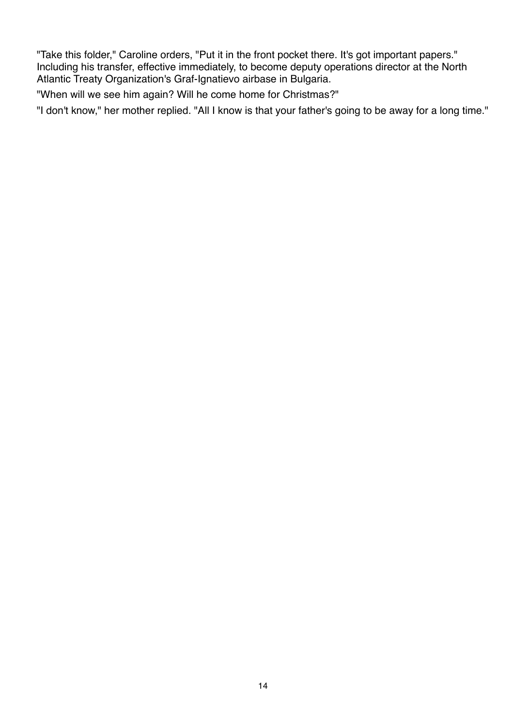"Take this folder," Caroline orders, "Put it in the front pocket there. It's got important papers." Including his transfer, effective immediately, to become deputy operations director at the North Atlantic Treaty Organization's Graf-Ignatievo airbase in Bulgaria.

"When will we see him again? Will he come home for Christmas?"

"I don't know," her mother replied. "All I know is that your father's going to be away for a long time."